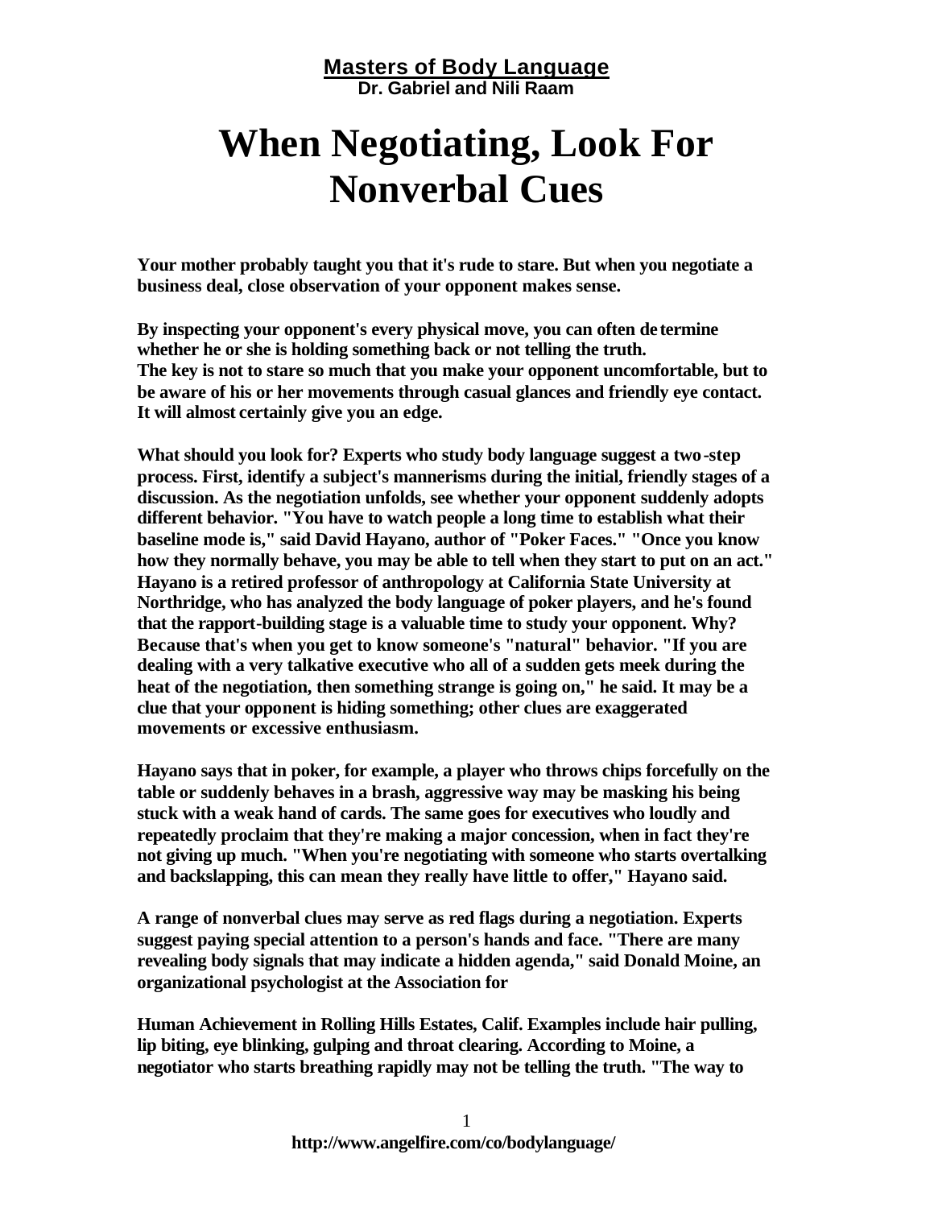**Masters of Body Language**
**Dr. Gabriel and Nili Raam**

# When Negotiating, Look For Nonverbal Cues

**Your mother probably taught you that it's rude to stare. But when you negotiate a business deal, close observation of your opponent makes sense.**

**By inspecting your opponent's every physical move, you can often determine whether he or she is holding something back or not telling the truth. The key is not to stare so much that you make your opponent uncomfortable, but to be aware of his or her movements through casual glances and friendly eye contact. It will almost certainly give you an edge.**

**What should you look for? Experts who study body language suggest a two-step process. First, identify a subject's mannerisms during the initial, friendly stages of a discussion. As the negotiation unfolds, see whether your opponent suddenly adopts different behavior. "You have to watch people a long time to establish what their baseline mode is," said David Hayano, author of "Poker Faces." "Once you know how they normally behave, you may be able to tell when they start to put on an act." Hayano is a retired professor of anthropology at California State University at Northridge, who has analyzed the body language of poker players, and he's found that the rapport-building stage is a valuable time to study your opponent. Why? Because that's when you get to know someone's "natural" behavior. "If you are dealing with a very talkative executive who all of a sudden gets meek during the heat of the negotiation, then something strange is going on," he said. It may be a clue that your opponent is hiding something; other clues are exaggerated movements or excessive enthusiasm.**

**Hayano says that in poker, for example, a player who throws chips forcefully on the table or suddenly behaves in a brash, aggressive way may be masking his being stuck with a weak hand of cards. The same goes for executives who loudly and repeatedly proclaim that they're making a major concession, when in fact they're not giving up much. "When you're negotiating with someone who starts overtalking and backslapping, this can mean they really have little to offer," Hayano said.**

**A range of nonverbal clues may serve as red flags during a negotiation. Experts suggest paying special attention to a person's hands and face. "There are many revealing body signals that may indicate a hidden agenda," said Donald Moine, an organizational psychologist at the Association for Human Achievement in Rolling Hills Estates, Calif. Examples include hair pulling, lip biting, eye blinking, gulping and throat clearing. According to Moine, a negotiator who starts breathing rapidly may not be telling the truth. "The way to**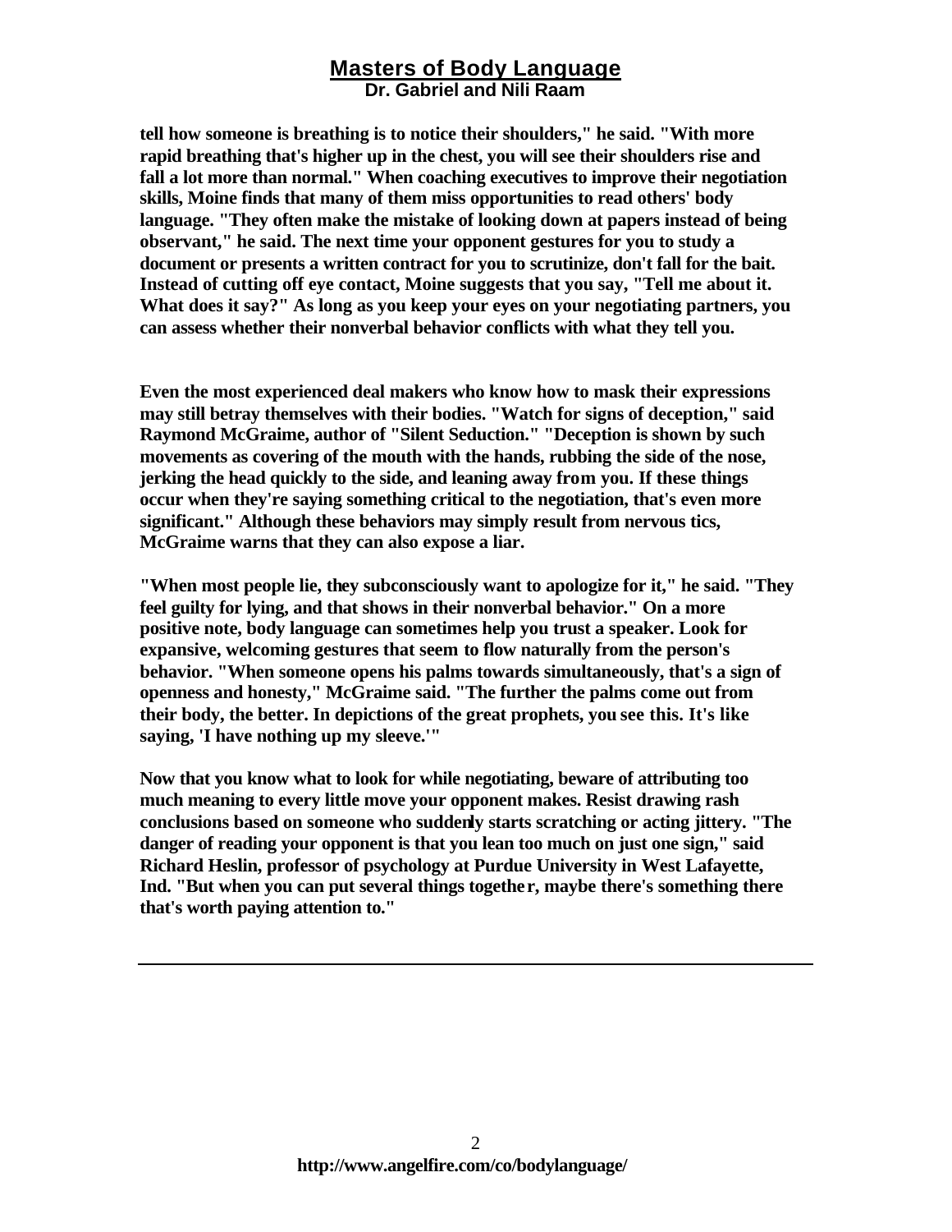**tell how someone is breathing is to notice their shoulders," he said. "With more rapid breathing that's higher up in the chest, you will see their shoulders rise and fall a lot more than normal." When coaching executives to improve their negotiation skills, Moine finds that many of them miss opportunities to read others' body language. "They often make the mistake of looking down at papers instead of being observant," he said. The next time your opponent gestures for you to study a document or presents a written contract for you to scrutinize, don't fall for the bait. Instead of cutting off eye contact, Moine suggests that you say, "Tell me about it. What does it say?" As long as you keep your eyes on your negotiating partners, you can assess whether their nonverbal behavior conflicts with what they tell you.**

**Even the most experienced deal makers who know how to mask their expressions may still betray themselves with their bodies. "Watch for signs of deception," said Raymond McGraime, author of "Silent Seduction." "Deception is shown by such movements as covering of the mouth with the hands, rubbing the side of the nose, jerking the head quickly to the side, and leaning away from you. If these things occur when they're saying something critical to the negotiation, that's even more significant." Although these behaviors may simply result from nervous tics, McGraime warns that they can also expose a liar.**

**"When most people lie, they subconsciously want to apologize for it," he said. "They feel guilty for lying, and that shows in their nonverbal behavior." On a more positive note, body language can sometimes help you trust a speaker. Look for expansive, welcoming gestures that seem to flow naturally from the person's behavior. "When someone opens his palms towards simultaneously, that's a sign of openness and honesty," McGraime said. "The further the palms come out from their body, the better. In depictions of the great prophets, you see this. It's like saying, 'I have nothing up my sleeve.'"**

**Now that you know what to look for while negotiating, beware of attributing too much meaning to every little move your opponent makes. Resist drawing rash conclusions based on someone who suddenly starts scratching or acting jittery. "The danger of reading your opponent is that you lean too much on just one sign," said Richard Heslin, professor of psychology at Purdue University in West Lafayette, Ind. "But when you can put several things together, maybe there's something there that's worth paying attention to."**

---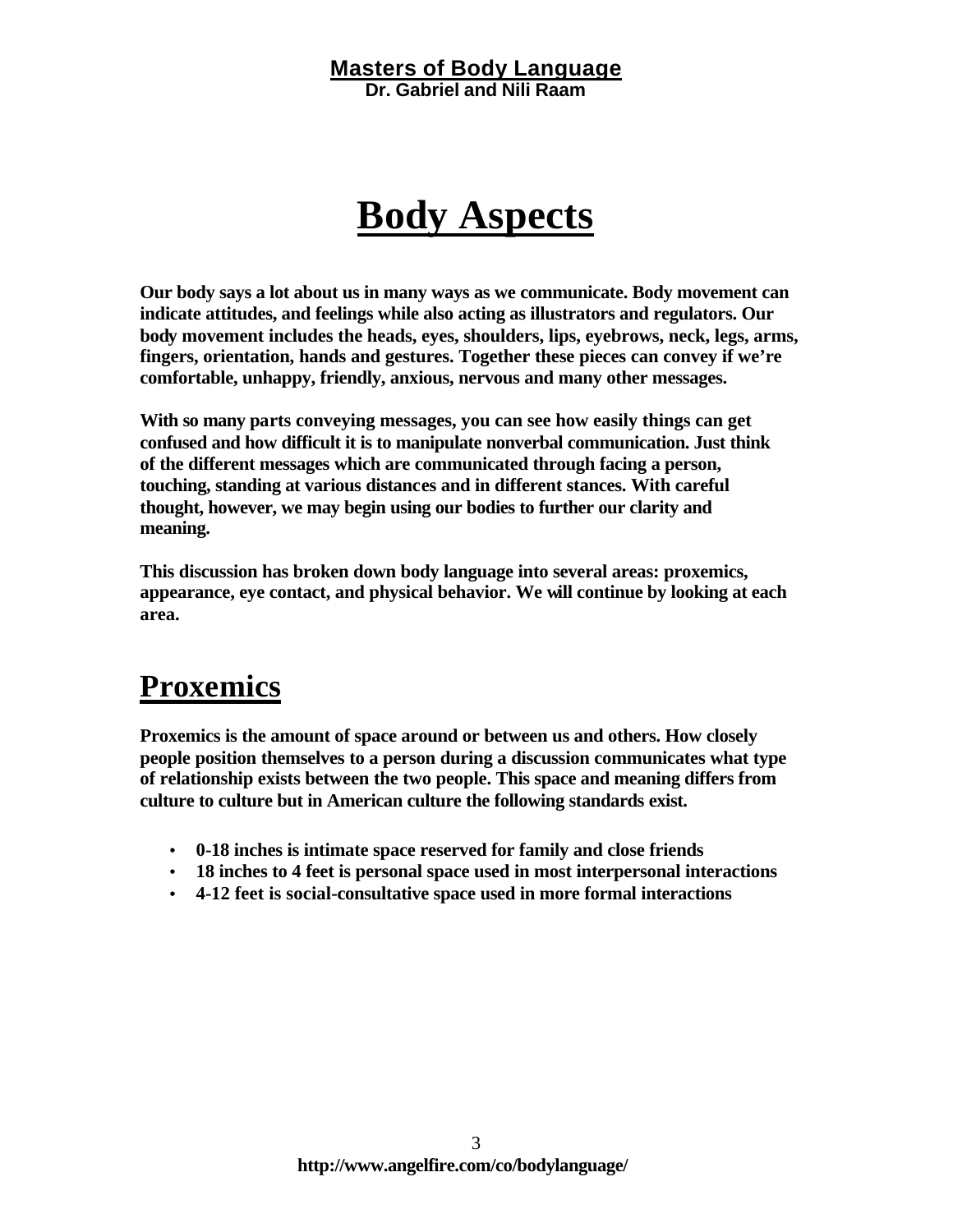# Body Aspects

**Our body says a lot about us in many ways as we communicate. Body movement can indicate attitudes, and feelings while also acting as illustrators and regulators. Our body movement includes the heads, eyes, shoulders, lips, eyebrows, neck, legs, arms, fingers, orientation, hands and gestures. Together these pieces can convey if we're comfortable, unhappy, friendly, anxious, nervous and many other messages.**

**With so many parts conveying messages, you can see how easily things can get confused and how difficult it is to manipulate nonverbal communication. Just think of the different messages which are communicated through facing a person, touching, standing at various distances and in different stances. With careful thought, however, we may begin using our bodies to further our clarity and meaning.**

**This discussion has broken down body language into several areas: proxemics, appearance, eye contact, and physical behavior. We will continue by looking at each area.**

## Proxemics

**Proxemics is the amount of space around or between us and others. How closely people position themselves to a person during a discussion communicates what type of relationship exists between the two people. This space and meaning differs from culture to culture but in American culture the following standards exist.**

- **0-18 inches is intimate space reserved for family and close friends**
- **18 inches to 4 feet is personal space used in most interpersonal interactions**
- **4-12 feet is social-consultative space used in more formal interactions**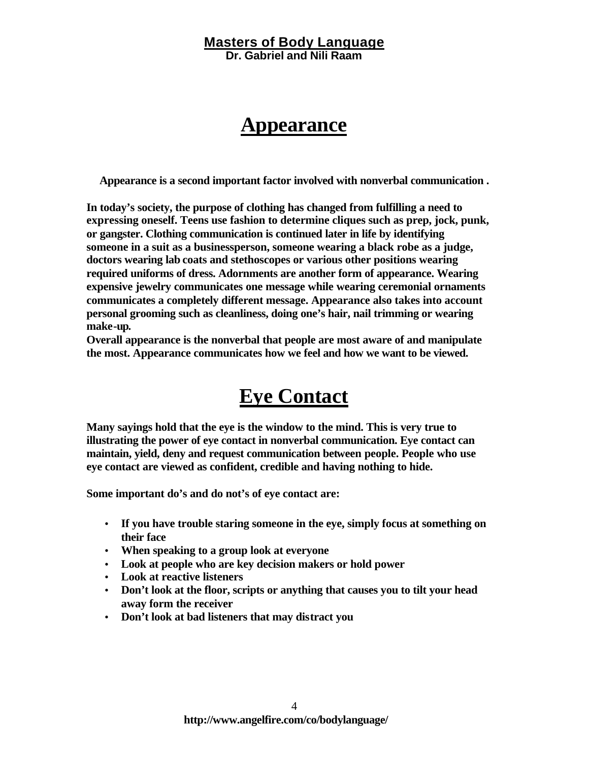# Appearance

**Appearance is a second important factor involved with nonverbal communication .**

**In today's society, the purpose of clothing has changed from fulfilling a need to expressing oneself. Teens use fashion to determine cliques such as prep, jock, punk, or gangster. Clothing communication is continued later in life by identifying someone in a suit as a businessperson, someone wearing a black robe as a judge, doctors wearing lab coats and stethoscopes or various other positions wearing required uniforms of dress. Adornments are another form of appearance. Wearing expensive jewelry communicates one message while wearing ceremonial ornaments communicates a completely different message. Appearance also takes into account personal grooming such as cleanliness, doing one's hair, nail trimming or wearing make-up.**
**Overall appearance is the nonverbal that people are most aware of and manipulate the most. Appearance communicates how we feel and how we want to be viewed.**

# Eye Contact

**Many sayings hold that the eye is the window to the mind. This is very true to illustrating the power of eye contact in nonverbal communication. Eye contact can maintain, yield, deny and request communication between people. People who use eye contact are viewed as confident, credible and having nothing to hide.**

**Some important do's and do not's of eye contact are:**

- **If you have trouble staring someone in the eye, simply focus at something on their face**
- **When speaking to a group look at everyone**
- **Look at people who are key decision makers or hold power**
- **Look at reactive listeners**
- **Don't look at the floor, scripts or anything that causes you to tilt your head away form the receiver**
- **Don't look at bad listeners that may distract you**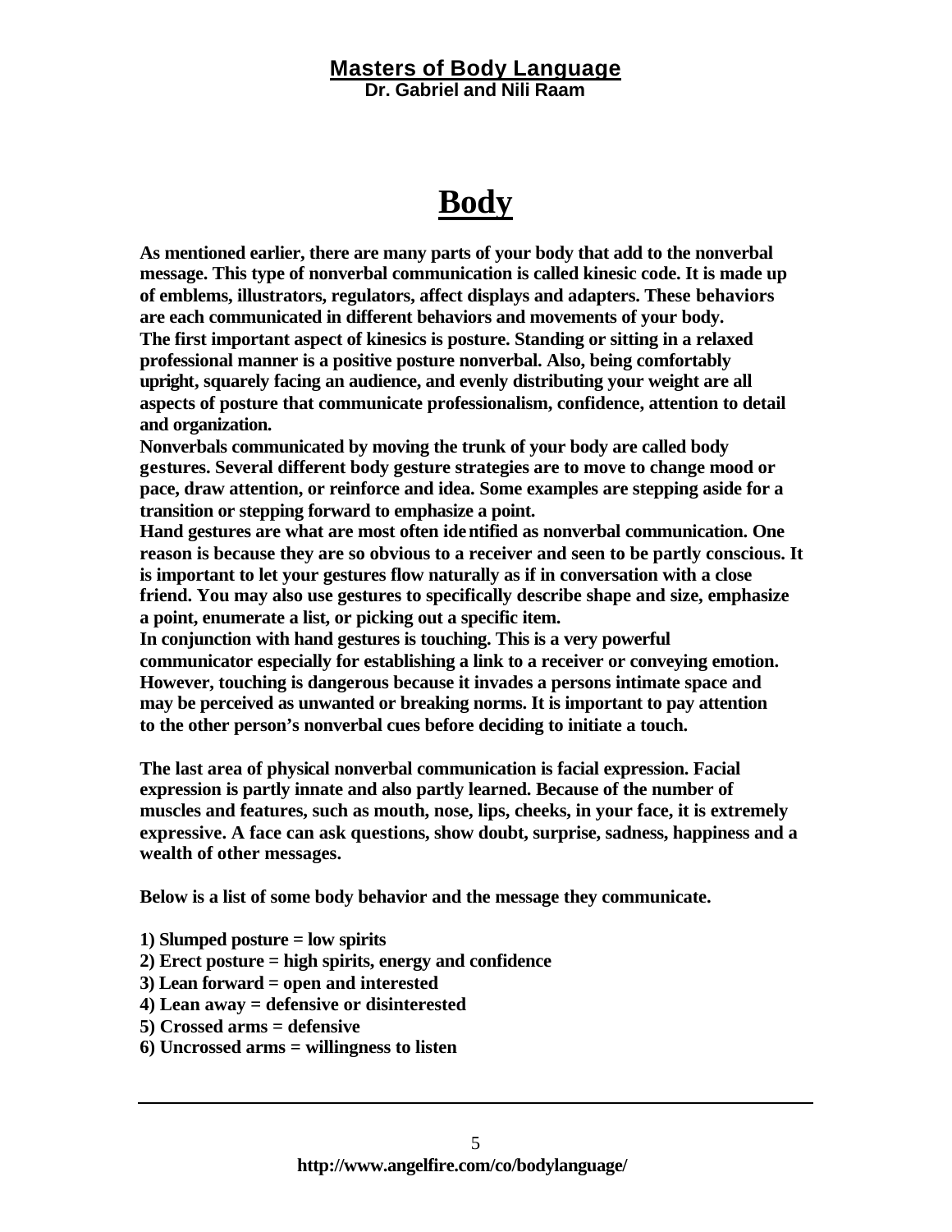# Body

**As mentioned earlier, there are many parts of your body that add to the nonverbal message. This type of nonverbal communication is called kinesic code. It is made up of emblems, illustrators, regulators, affect displays and adapters. These behaviors are each communicated in different behaviors and movements of your body.**
**The first important aspect of kinesics is posture. Standing or sitting in a relaxed professional manner is a positive posture nonverbal. Also, being comfortably upright, squarely facing an audience, and evenly distributing your weight are all aspects of posture that communicate professionalism, confidence, attention to detail and organization.**
**Nonverbals communicated by moving the trunk of your body are called body gestures. Several different body gesture strategies are to move to change mood or pace, draw attention, or reinforce and idea. Some examples are stepping aside for a transition or stepping forward to emphasize a point.**
**Hand gestures are what are most often identified as nonverbal communication. One reason is because they are so obvious to a receiver and seen to be partly conscious. It is important to let your gestures flow naturally as if in conversation with a close friend. You may also use gestures to specifically describe shape and size, emphasize a point, enumerate a list, or picking out a specific item.**
**In conjunction with hand gestures is touching. This is a very powerful communicator especially for establishing a link to a receiver or conveying emotion. However, touching is dangerous because it invades a persons intimate space and may be perceived as unwanted or breaking norms. It is important to pay attention to the other person's nonverbal cues before deciding to initiate a touch.**

**The last area of physical nonverbal communication is facial expression. Facial expression is partly innate and also partly learned. Because of the number of muscles and features, such as mouth, nose, lips, cheeks, in your face, it is extremely expressive. A face can ask questions, show doubt, surprise, sadness, happiness and a wealth of other messages.**

**Below is a list of some body behavior and the message they communicate.**

**1) Slumped posture = low spirits**
**2) Erect posture = high spirits, energy and confidence**
**3) Lean forward = open and interested**
**4) Lean away = defensive or disinterested**
**5) Crossed arms = defensive**
**6) Uncrossed arms = willingness to listen**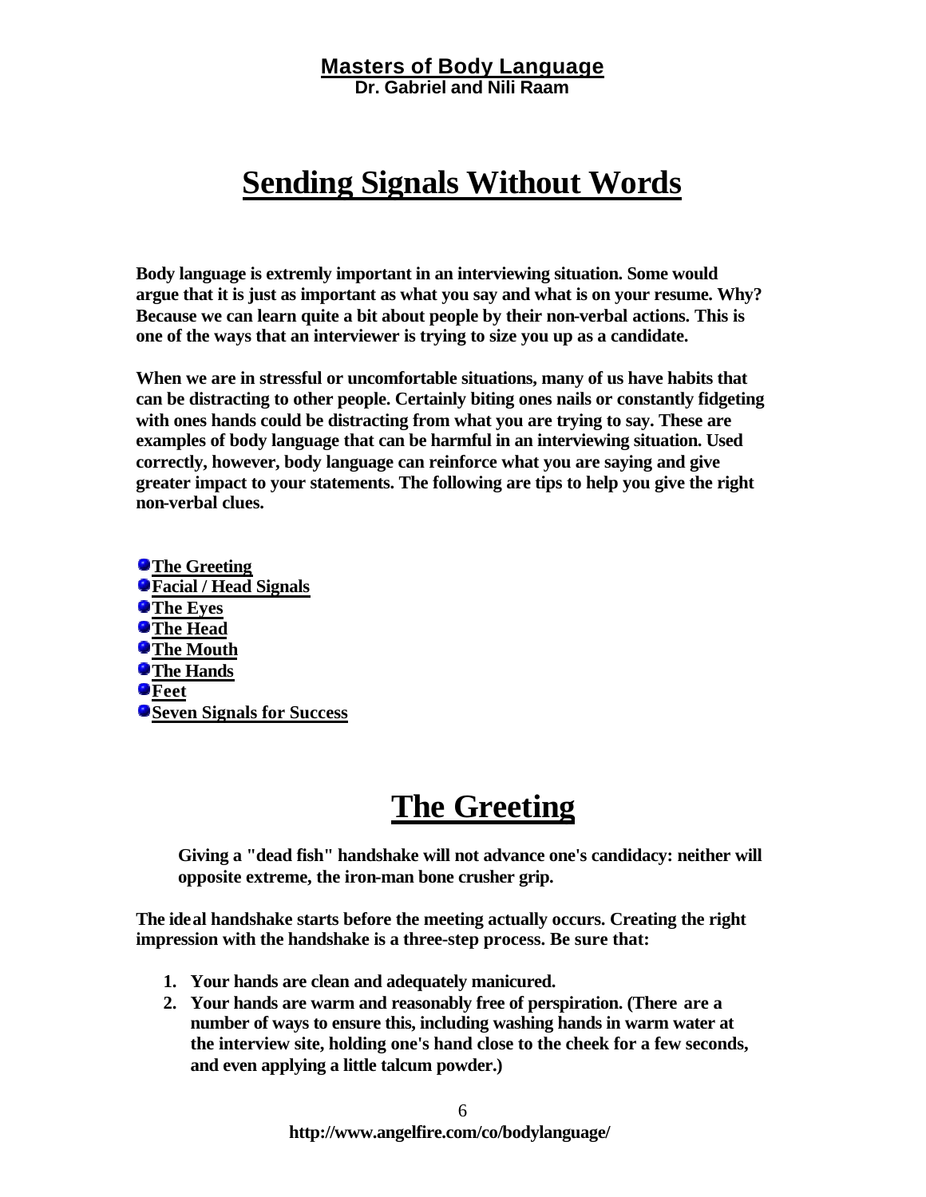# Sending Signals Without Words

**Body language is extremly important in an interviewing situation. Some would argue that it is just as important as what you say and what is on your resume. Why? Because we can learn quite a bit about people by their non-verbal actions. This is one of the ways that an interviewer is trying to size you up as a candidate.**

**When we are in stressful or uncomfortable situations, many of us have habits that can be distracting to other people. Certainly biting ones nails or constantly fidgeting with ones hands could be distracting from what you are trying to say. These are examples of body language that can be harmful in an interviewing situation. Used correctly, however, body language can reinforce what you are saying and give greater impact to your statements. The following are tips to help you give the right non-verbal clues.**

- **The Greeting**
- **Facial / Head Signals**
- **The Eyes**
- **The Head**
- **The Mouth**
- **The Hands**
- **Feet**
- **Seven Signals for Success**

## The Greeting

> **Giving a "dead fish" handshake will not advance one's candidacy: neither will opposite extreme, the iron-man bone crusher grip.**

**The ideal handshake starts before the meeting actually occurs. Creating the right impression with the handshake is a three-step process. Be sure that:**

1. **Your hands are clean and adequately manicured.**
2. **Your hands are warm and reasonably free of perspiration. (There are a number of ways to ensure this, including washing hands in warm water at the interview site, holding one's hand close to the cheek for a few seconds, and even applying a little talcum powder.)**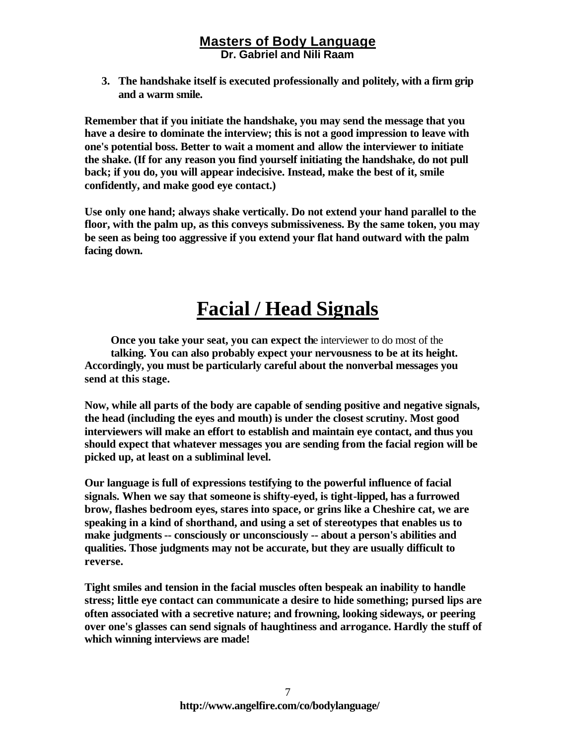3. **The handshake itself is executed professionally and politely, with a firm grip and a warm smile.**

**Remember that if you initiate the handshake, you may send the message that you have a desire to dominate the interview; this is not a good impression to leave with one's potential boss. Better to wait a moment and allow the interviewer to initiate the shake. (If for any reason you find yourself initiating the handshake, do not pull back; if you do, you will appear indecisive. Instead, make the best of it, smile confidently, and make good eye contact.)**

**Use only one hand; always shake vertically. Do not extend your hand parallel to the floor, with the palm up, as this conveys submissiveness. By the same token, you may be seen as being too aggressive if you extend your flat hand outward with the palm facing down.**

# Facial / Head Signals

**Once you take your seat, you can expect th**e interviewer to do most of the **talking. You can also probably expect your nervousness to be at its height. Accordingly, you must be particularly careful about the nonverbal messages you send at this stage.**

**Now, while all parts of the body are capable of sending positive and negative signals, the head (including the eyes and mouth) is under the closest scrutiny. Most good interviewers will make an effort to establish and maintain eye contact, and thus you should expect that whatever messages you are sending from the facial region will be picked up, at least on a subliminal level.**

**Our language is full of expressions testifying to the powerful influence of facial signals. When we say that someone is shifty-eyed, is tight-lipped, has a furrowed brow, flashes bedroom eyes, stares into space, or grins like a Cheshire cat, we are speaking in a kind of shorthand, and using a set of stereotypes that enables us to make judgments -- consciously or unconsciously -- about a person's abilities and qualities. Those judgments may not be accurate, but they are usually difficult to reverse.**

**Tight smiles and tension in the facial muscles often bespeak an inability to handle stress; little eye contact can communicate a desire to hide something; pursed lips are often associated with a secretive nature; and frowning, looking sideways, or peering over one's glasses can send signals of haughtiness and arrogance. Hardly the stuff of which winning interviews are made!**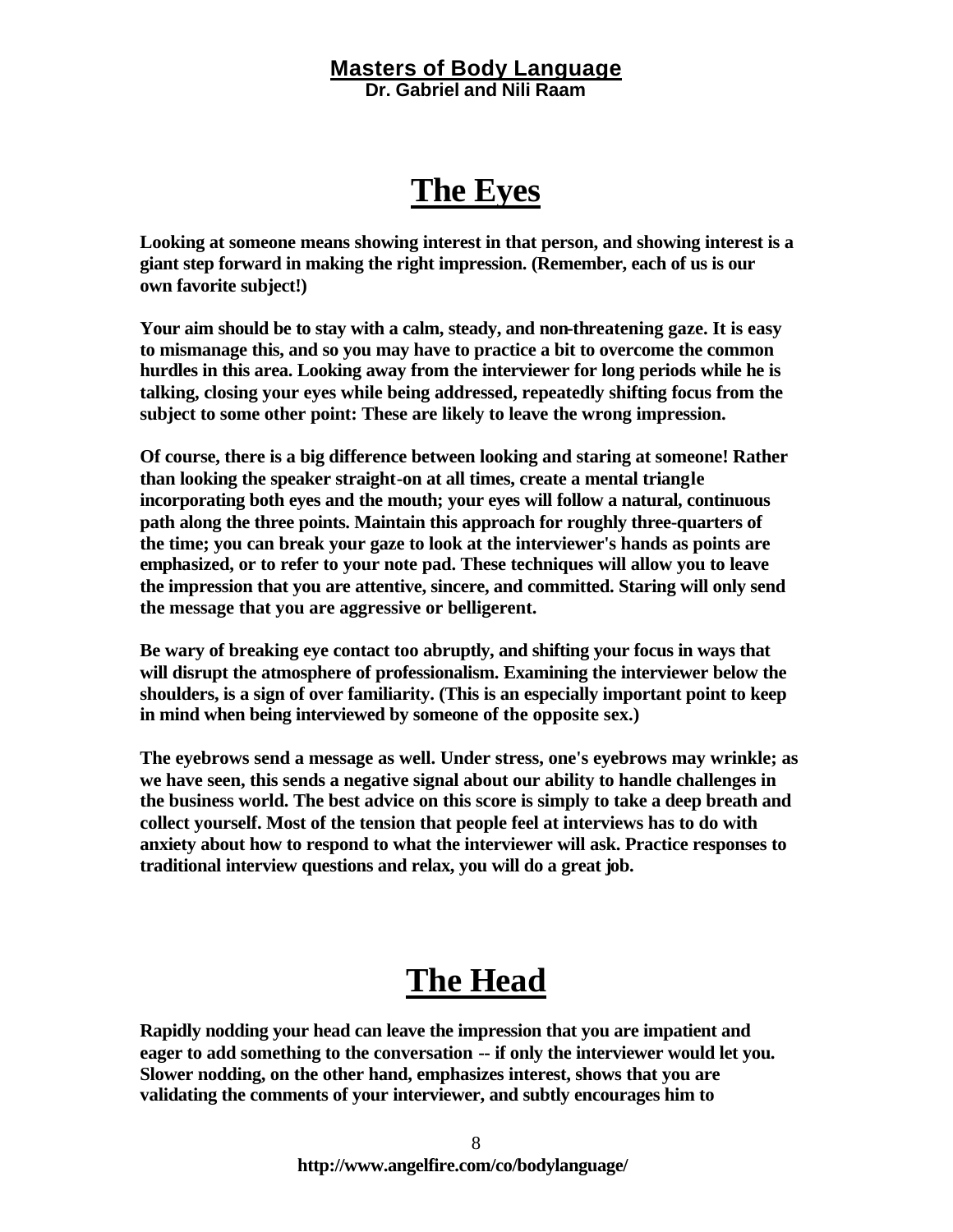# The Eyes

**Looking at someone means showing interest in that person, and showing interest is a giant step forward in making the right impression. (Remember, each of us is our own favorite subject!)**

**Your aim should be to stay with a calm, steady, and non-threatening gaze. It is easy to mismanage this, and so you may have to practice a bit to overcome the common hurdles in this area. Looking away from the interviewer for long periods while he is talking, closing your eyes while being addressed, repeatedly shifting focus from the subject to some other point: These are likely to leave the wrong impression.**

**Of course, there is a big difference between looking and staring at someone! Rather than looking the speaker straight-on at all times, create a mental triangle incorporating both eyes and the mouth; your eyes will follow a natural, continuous path along the three points. Maintain this approach for roughly three-quarters of the time; you can break your gaze to look at the interviewer's hands as points are emphasized, or to refer to your note pad. These techniques will allow you to leave the impression that you are attentive, sincere, and committed. Staring will only send the message that you are aggressive or belligerent.**

**Be wary of breaking eye contact too abruptly, and shifting your focus in ways that will disrupt the atmosphere of professionalism. Examining the interviewer below the shoulders, is a sign of over familiarity. (This is an especially important point to keep in mind when being interviewed by someone of the opposite sex.)**

**The eyebrows send a message as well. Under stress, one's eyebrows may wrinkle; as we have seen, this sends a negative signal about our ability to handle challenges in the business world. The best advice on this score is simply to take a deep breath and collect yourself. Most of the tension that people feel at interviews has to do with anxiety about how to respond to what the interviewer will ask. Practice responses to traditional interview questions and relax, you will do a great job.**

# The Head

**Rapidly nodding your head can leave the impression that you are impatient and eager to add something to the conversation -- if only the interviewer would let you. Slower nodding, on the other hand, emphasizes interest, shows that you are validating the comments of your interviewer, and subtly encourages him to**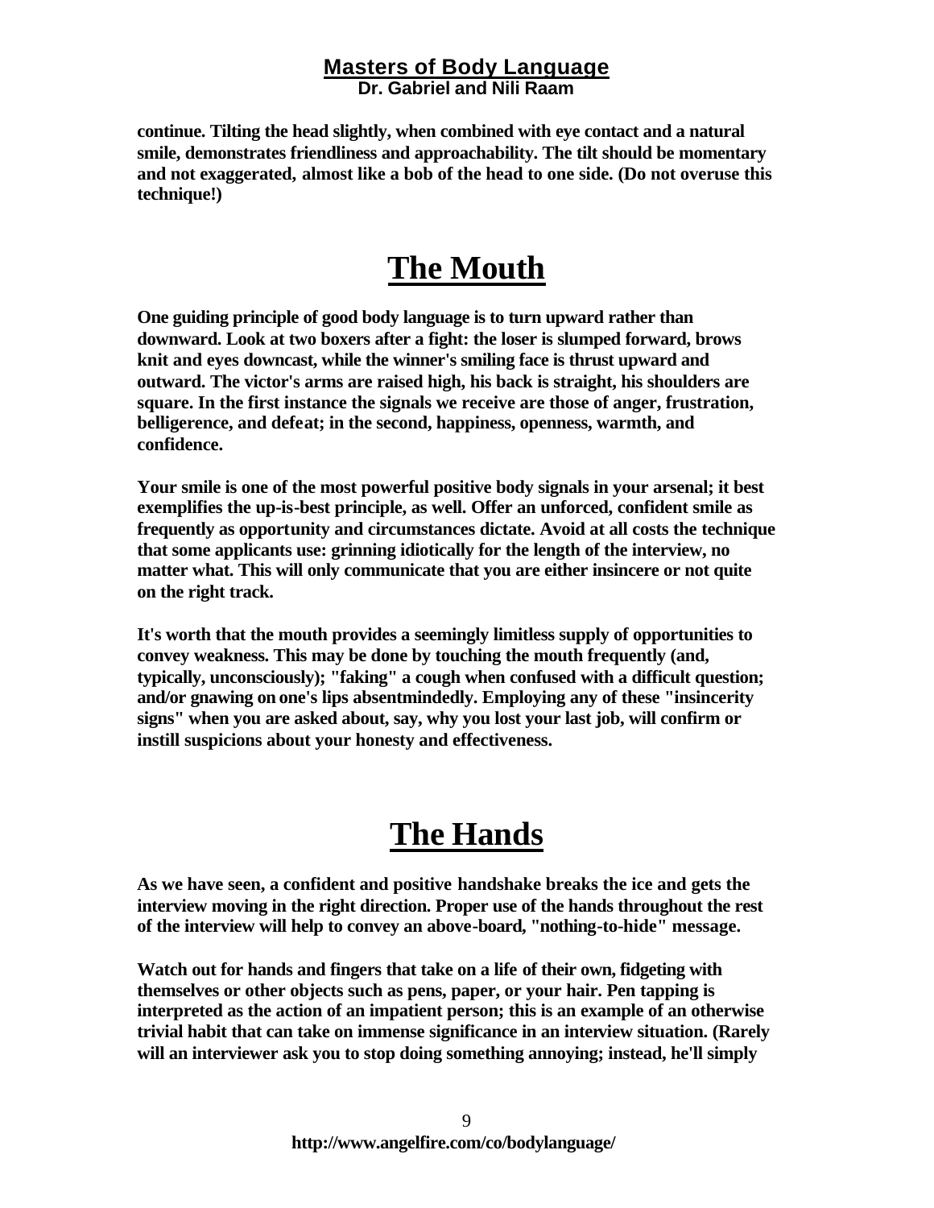**continue. Tilting the head slightly, when combined with eye contact and a natural smile, demonstrates friendliness and approachability. The tilt should be momentary and not exaggerated, almost like a bob of the head to one side. (Do not overuse this technique!)**

# The Mouth

**One guiding principle of good body language is to turn upward rather than downward. Look at two boxers after a fight: the loser is slumped forward, brows knit and eyes downcast, while the winner's smiling face is thrust upward and outward. The victor's arms are raised high, his back is straight, his shoulders are square. In the first instance the signals we receive are those of anger, frustration, belligerence, and defeat; in the second, happiness, openness, warmth, and confidence.**

**Your smile is one of the most powerful positive body signals in your arsenal; it best exemplifies the up-is-best principle, as well. Offer an unforced, confident smile as frequently as opportunity and circumstances dictate. Avoid at all costs the technique that some applicants use: grinning idiotically for the length of the interview, no matter what. This will only communicate that you are either insincere or not quite on the right track.**

**It's worth that the mouth provides a seemingly limitless supply of opportunities to convey weakness. This may be done by touching the mouth frequently (and, typically, unconsciously); "faking" a cough when confused with a difficult question; and/or gnawing on one's lips absentmindedly. Employing any of these "insincerity signs" when you are asked about, say, why you lost your last job, will confirm or instill suspicions about your honesty and effectiveness.**

# The Hands

**As we have seen, a confident and positive handshake breaks the ice and gets the interview moving in the right direction. Proper use of the hands throughout the rest of the interview will help to convey an above-board, "nothing-to-hide" message.**

**Watch out for hands and fingers that take on a life of their own, fidgeting with themselves or other objects such as pens, paper, or your hair. Pen tapping is interpreted as the action of an impatient person; this is an example of an otherwise trivial habit that can take on immense significance in an interview situation. (Rarely will an interviewer ask you to stop doing something annoying; instead, he'll simply**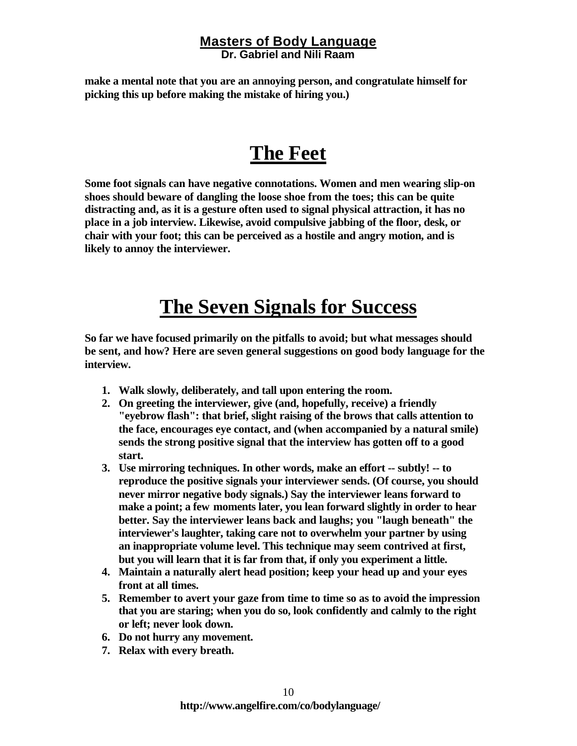make a mental note that you are an annoying person, and congratulate himself for picking this up before making the mistake of hiring you.)

# The Feet

Some foot signals can have negative connotations. Women and men wearing slip-on shoes should beware of dangling the loose shoe from the toes; this can be quite distracting and, as it is a gesture often used to signal physical attraction, it has no place in a job interview. Likewise, avoid compulsive jabbing of the floor, desk, or chair with your foot; this can be perceived as a hostile and angry motion, and is likely to annoy the interviewer.

# The Seven Signals for Success

So far we have focused primarily on the pitfalls to avoid; but what messages should be sent, and how? Here are seven general suggestions on good body language for the interview.

1. Walk slowly, deliberately, and tall upon entering the room.
2. On greeting the interviewer, give (and, hopefully, receive) a friendly "eyebrow flash": that brief, slight raising of the brows that calls attention to the face, encourages eye contact, and (when accompanied by a natural smile) sends the strong positive signal that the interview has gotten off to a good start.
3. Use mirroring techniques. In other words, make an effort -- subtly! -- to reproduce the positive signals your interviewer sends. (Of course, you should never mirror negative body signals.) Say the interviewer leans forward to make a point; a few moments later, you lean forward slightly in order to hear better. Say the interviewer leans back and laughs; you "laugh beneath" the interviewer's laughter, taking care not to overwhelm your partner by using an inappropriate volume level. This technique may seem contrived at first, but you will learn that it is far from that, if only you experiment a little.
4. Maintain a naturally alert head position; keep your head up and your eyes front at all times.
5. Remember to avert your gaze from time to time so as to avoid the impression that you are staring; when you do so, look confidently and calmly to the right or left; never look down.
6. Do not hurry any movement.
7. Relax with every breath.